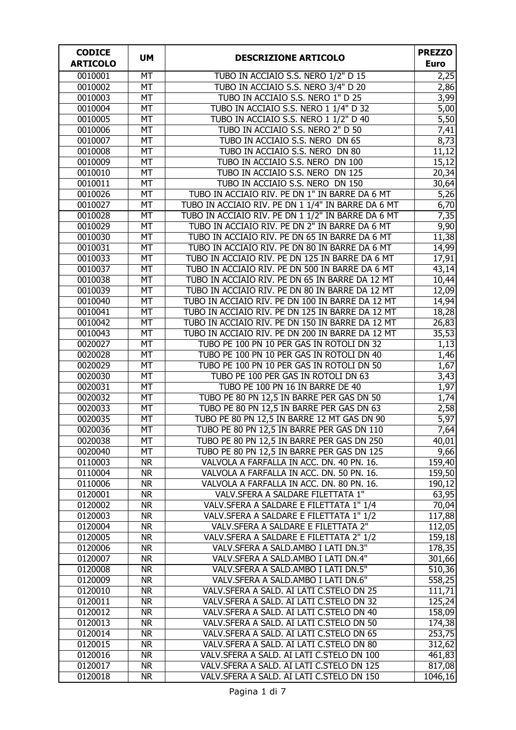| CODICE ARTICOLO | UM | DESCRIZIONE ARTICOLO | PREZZO Euro |
|---|---|---|---|
| 0010001 | MT | TUBO IN ACCIAIO S.S. NERO 1/2" D 15 | 2,25 |
| 0010002 | MT | TUBO IN ACCIAIO S.S. NERO 3/4" D 20 | 2,86 |
| 0010003 | MT | TUBO IN ACCIAIO S.S. NERO 1" D 25 | 3,99 |
| 0010004 | MT | TUBO IN ACCIAIO S.S. NERO 1 1/4" D 32 | 5,00 |
| 0010005 | MT | TUBO IN ACCIAIO S.S. NERO 1 1/2" D 40 | 5,50 |
| 0010006 | MT | TUBO IN ACCIAIO S.S. NERO 2" D 50 | 7,41 |
| 0010007 | MT | TUBO IN ACCIAIO S.S. NERO DN 65 | 8,73 |
| 0010008 | MT | TUBO IN ACCIAIO S.S. NERO DN 80 | 11,12 |
| 0010009 | MT | TUBO IN ACCIAIO S.S. NERO DN 100 | 15,12 |
| 0010010 | MT | TUBO IN ACCIAIO S.S. NERO DN 125 | 20,34 |
| 0010011 | MT | TUBO IN ACCIAIO S.S. NERO DN 150 | 30,64 |
| 0010026 | MT | TUBO IN ACCIAIO RIV. PE DN 1" IN BARRE DA 6 MT | 5,26 |
| 0010027 | MT | TUBO IN ACCIAIO RIV. PE DN 1 1/4" IN BARRE DA 6 MT | 6,70 |
| 0010028 | MT | TUBO IN ACCIAIO RIV. PE DN 1 1/2" IN BARRE DA 6 MT | 7,35 |
| 0010029 | MT | TUBO IN ACCIAIO RIV. PE DN 2" IN BARRE DA 6 MT | 9,90 |
| 0010030 | MT | TUBO IN ACCIAIO RIV. PE DN 65 IN BARRE DA 6 MT | 11,38 |
| 0010031 | MT | TUBO IN ACCIAIO RIV. PE DN 80 IN BARRE DA 6 MT | 14,99 |
| 0010033 | MT | TUBO IN ACCIAIO RIV. PE DN 125 IN BARRE DA 6 MT | 17,91 |
| 0010037 | MT | TUBO IN ACCIAIO RIV. PE DN 500 IN BARRE DA 6 MT | 43,14 |
| 0010038 | MT | TUBO IN ACCIAIO RIV. PE DN 65 IN BARRE DA 12 MT | 10,44 |
| 0010039 | MT | TUBO IN ACCIAIO RIV. PE DN 80 IN BARRE DA 12 MT | 12,09 |
| 0010040 | MT | TUBO IN ACCIAIO RIV. PE DN 100 IN BARRE DA 12 MT | 14,94 |
| 0010041 | MT | TUBO IN ACCIAIO RIV. PE DN 125 IN BARRE DA 12 MT | 18,28 |
| 0010042 | MT | TUBO IN ACCIAIO RIV. PE DN 150 IN BARRE DA 12 MT | 26,83 |
| 0010043 | MT | TUBO IN ACCIAIO RIV. PE DN 200 IN BARRE DA 12 MT | 35,53 |
| 0020027 | MT | TUBO PE 100 PN 10 PER GAS IN ROTOLI DN 32 | 1,13 |
| 0020028 | MT | TUBO PE 100 PN 10 PER GAS IN ROTOLI DN 40 | 1,46 |
| 0020029 | MT | TUBO PE 100 PN 10 PER GAS IN ROTOLI DN 50 | 1,67 |
| 0020030 | MT | TUBO PE 100 PER GAS IN ROTOLI DN 63 | 3,43 |
| 0020031 | MT | TUBO PE 100 PN 16 IN BARRE DE 40 | 1,97 |
| 0020032 | MT | TUBO PE 80 PN 12,5 IN BARRE PER GAS DN 50 | 1,74 |
| 0020033 | MT | TUBO PE 80 PN 12,5 IN BARRE PER GAS DN 63 | 2,58 |
| 0020035 | MT | TUBO PE 80 PN 12,5 IN BARRE 12 MT GAS DN 90 | 5,97 |
| 0020036 | MT | TUBO PE 80 PN 12,5 IN BARRE PER GAS DN 110 | 7,64 |
| 0020038 | MT | TUBO PE 80 PN 12,5 IN BARRE PER GAS DN 250 | 40,01 |
| 0020040 | MT | TUBO PE 80 PN 12,5 IN BARRE PER GAS DN 125 | 9,66 |
| 0110003 | NR | VALVOLA A FARFALLA IN ACC. DN. 40 PN. 16. | 159,40 |
| 0110004 | NR | VALVOLA A FARFALLA IN ACC. DN. 50 PN. 16. | 159,50 |
| 0110006 | NR | VALVOLA A FARFALLA IN ACC. DN. 80 PN. 16. | 190,12 |
| 0120001 | NR | VALV.SFERA A SALDARE FILETTATA 1" | 63,95 |
| 0120002 | NR | VALV.SFERA A SALDARE E FILETTATA 1" 1/4 | 70,04 |
| 0120003 | NR | VALV.SFERA A SALDARE E FILETTATA 1" 1/2 | 117,88 |
| 0120004 | NR | VALV.SFERA A SALDARE E FILETTATA 2" | 112,05 |
| 0120005 | NR | VALV.SFERA A SALDARE E FILETTATA 2" 1/2 | 159,18 |
| 0120006 | NR | VALV.SFERA A SALD.AMBO I LATI DN.3" | 178,35 |
| 0120007 | NR | VALV.SFERA A SALD.AMBO I LATI DN.4" | 301,66 |
| 0120008 | NR | VALV.SFERA A SALD.AMBO I LATI DN.5" | 510,36 |
| 0120009 | NR | VALV.SFERA A SALD.AMBO I LATI DN.6" | 558,25 |
| 0120010 | NR | VALV.SFERA A SALD. AI LATI C.STELO DN 25 | 111,71 |
| 0120011 | NR | VALV.SFERA A SALD. AI LATI C.STELO DN 32 | 125,24 |
| 0120012 | NR | VALV.SFERA A SALD. AI LATI C.STELO DN 40 | 158,09 |
| 0120013 | NR | VALV.SFERA A SALD. AI LATI C.STELO DN 50 | 174,38 |
| 0120014 | NR | VALV.SFERA A SALD. AI LATI C.STELO DN 65 | 253,75 |
| 0120015 | NR | VALV.SFERA A SALD. AI LATI C.STELO DN 80 | 312,62 |
| 0120016 | NR | VALV.SFERA A SALD. AI LATI C.STELO DN 100 | 461,83 |
| 0120017 | NR | VALV.SFERA A SALD. AI LATI C.STELO DN 125 | 817,08 |
| 0120018 | NR | VALV.SFERA A SALD. AI LATI C.STELO DN 150 | 1046,16 |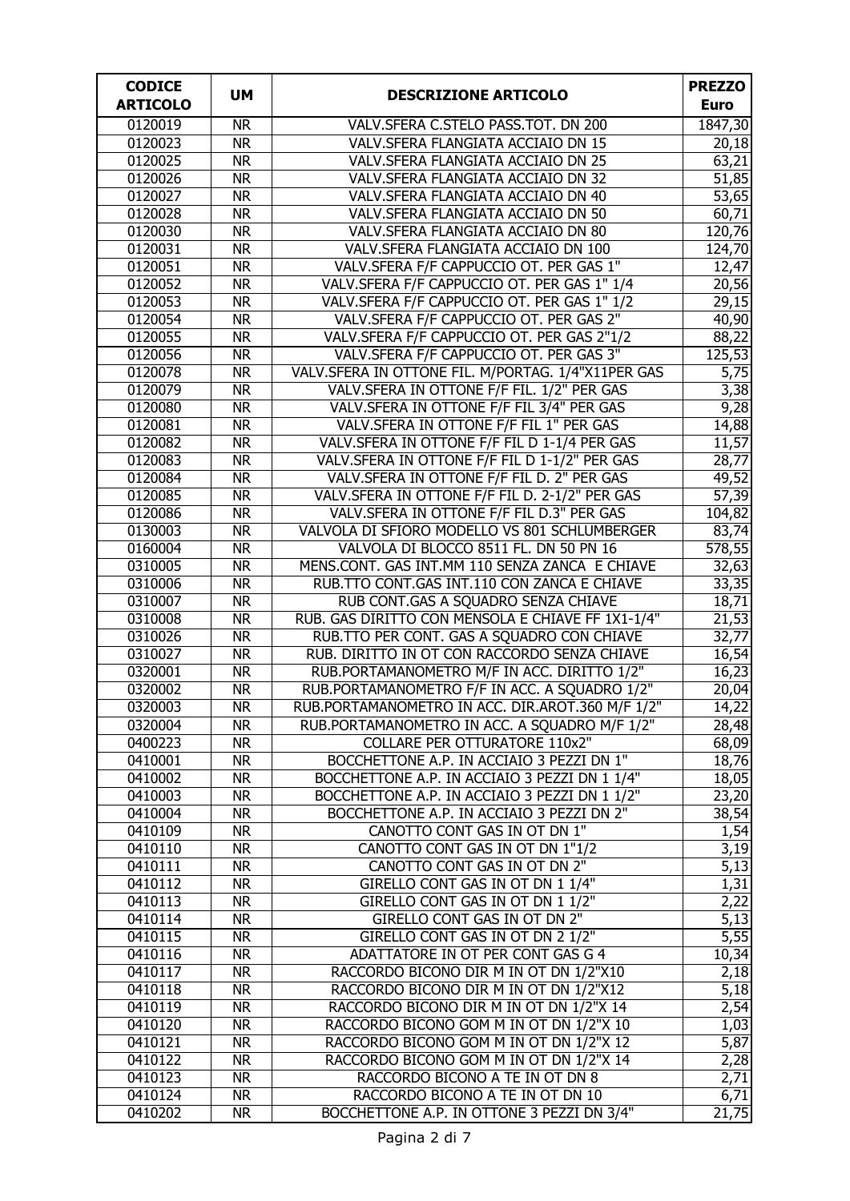| CODICE ARTICOLO | UM | DESCRIZIONE ARTICOLO | PREZZO Euro |
|---|---|---|---|
| 0120019 | NR | VALV.SFERA C.STELO PASS.TOT. DN 200 | 1847,30 |
| 0120023 | NR | VALV.SFERA FLANGIATA ACCIAIO DN 15 | 20,18 |
| 0120025 | NR | VALV.SFERA FLANGIATA ACCIAIO DN 25 | 63,21 |
| 0120026 | NR | VALV.SFERA FLANGIATA ACCIAIO DN 32 | 51,85 |
| 0120027 | NR | VALV.SFERA FLANGIATA ACCIAIO DN 40 | 53,65 |
| 0120028 | NR | VALV.SFERA FLANGIATA ACCIAIO DN 50 | 60,71 |
| 0120030 | NR | VALV.SFERA FLANGIATA ACCIAIO DN 80 | 120,76 |
| 0120031 | NR | VALV.SFERA FLANGIATA ACCIAIO DN 100 | 124,70 |
| 0120051 | NR | VALV.SFERA F/F CAPPUCCIO OT. PER GAS 1" | 12,47 |
| 0120052 | NR | VALV.SFERA F/F CAPPUCCIO OT. PER GAS 1" 1/4 | 20,56 |
| 0120053 | NR | VALV.SFERA F/F CAPPUCCIO OT. PER GAS 1" 1/2 | 29,15 |
| 0120054 | NR | VALV.SFERA F/F CAPPUCCIO OT. PER GAS 2" | 40,90 |
| 0120055 | NR | VALV.SFERA F/F CAPPUCCIO OT. PER GAS 2"1/2 | 88,22 |
| 0120056 | NR | VALV.SFERA F/F CAPPUCCIO OT. PER GAS 3" | 125,53 |
| 0120078 | NR | VALV.SFERA IN OTTONE FIL. M/PORTAG. 1/4"X11PER GAS | 5,75 |
| 0120079 | NR | VALV.SFERA IN OTTONE F/F FIL. 1/2" PER GAS | 3,38 |
| 0120080 | NR | VALV.SFERA IN OTTONE F/F FIL 3/4" PER GAS | 9,28 |
| 0120081 | NR | VALV.SFERA IN OTTONE F/F FIL 1" PER GAS | 14,88 |
| 0120082 | NR | VALV.SFERA IN OTTONE F/F FIL D 1-1/4 PER GAS | 11,57 |
| 0120083 | NR | VALV.SFERA IN OTTONE F/F FIL D 1-1/2" PER GAS | 28,77 |
| 0120084 | NR | VALV.SFERA IN OTTONE F/F FIL D. 2" PER GAS | 49,52 |
| 0120085 | NR | VALV.SFERA IN OTTONE F/F FIL D. 2-1/2" PER GAS | 57,39 |
| 0120086 | NR | VALV.SFERA IN OTTONE F/F FIL D.3" PER GAS | 104,82 |
| 0130003 | NR | VALVOLA DI SFIORO MODELLO VS 801 SCHLUMBERGER | 83,74 |
| 0160004 | NR | VALVOLA DI BLOCCO 8511 FL. DN 50 PN 16 | 578,55 |
| 0310005 | NR | MENS.CONT. GAS INT.MM 110 SENZA ZANCA E CHIAVE | 32,63 |
| 0310006 | NR | RUB.TTO CONT.GAS INT.110 CON ZANCA E CHIAVE | 33,35 |
| 0310007 | NR | RUB CONT.GAS A SQUADRO SENZA CHIAVE | 18,71 |
| 0310008 | NR | RUB. GAS DIRITTO CON MENSOLA E CHIAVE FF 1X1-1/4" | 21,53 |
| 0310026 | NR | RUB.TTO PER CONT. GAS A SQUADRO CON CHIAVE | 32,77 |
| 0310027 | NR | RUB. DIRITTO IN OT CON RACCORDO SENZA CHIAVE | 16,54 |
| 0320001 | NR | RUB.PORTAMANOMETRO M/F IN ACC. DIRITTO 1/2" | 16,23 |
| 0320002 | NR | RUB.PORTAMANOMETRO F/F IN ACC. A SQUADRO 1/2" | 20,04 |
| 0320003 | NR | RUB.PORTAMANOMETRO IN ACC. DIR.AROT.360 M/F 1/2" | 14,22 |
| 0320004 | NR | RUB.PORTAMANOMETRO IN ACC. A SQUADRO M/F 1/2" | 28,48 |
| 0400223 | NR | COLLARE PER OTTURATORE 110x2" | 68,09 |
| 0410001 | NR | BOCCHETTONE A.P. IN ACCIAIO 3 PEZZI DN 1" | 18,76 |
| 0410002 | NR | BOCCHETTONE A.P. IN ACCIAIO 3 PEZZI DN 1 1/4" | 18,05 |
| 0410003 | NR | BOCCHETTONE A.P. IN ACCIAIO 3 PEZZI DN 1 1/2" | 23,20 |
| 0410004 | NR | BOCCHETTONE A.P. IN ACCIAIO 3 PEZZI DN 2" | 38,54 |
| 0410109 | NR | CANOTTO CONT GAS IN OT DN 1" | 1,54 |
| 0410110 | NR | CANOTTO CONT GAS IN OT DN 1"1/2 | 3,19 |
| 0410111 | NR | CANOTTO CONT GAS IN OT DN 2" | 5,13 |
| 0410112 | NR | GIRELLO CONT GAS IN OT DN 1 1/4" | 1,31 |
| 0410113 | NR | GIRELLO CONT GAS IN OT DN 1 1/2" | 2,22 |
| 0410114 | NR | GIRELLO CONT GAS IN OT DN 2" | 5,13 |
| 0410115 | NR | GIRELLO CONT GAS IN OT DN 2 1/2" | 5,55 |
| 0410116 | NR | ADATTATORE IN OT PER CONT GAS G 4 | 10,34 |
| 0410117 | NR | RACCORDO BICONO DIR M IN OT DN 1/2"X10 | 2,18 |
| 0410118 | NR | RACCORDO BICONO DIR M IN OT DN 1/2"X12 | 5,18 |
| 0410119 | NR | RACCORDO BICONO DIR M IN OT DN 1/2"X 14 | 2,54 |
| 0410120 | NR | RACCORDO BICONO GOM M IN OT DN 1/2"X 10 | 1,03 |
| 0410121 | NR | RACCORDO BICONO GOM M IN OT DN 1/2"X 12 | 5,87 |
| 0410122 | NR | RACCORDO BICONO GOM M IN OT DN 1/2"X 14 | 2,28 |
| 0410123 | NR | RACCORDO BICONO A TE IN OT DN 8 | 2,71 |
| 0410124 | NR | RACCORDO BICONO A TE IN OT DN 10 | 6,71 |
| 0410202 | NR | BOCCHETTONE A.P. IN OTTONE 3 PEZZI DN 3/4" | 21,75 |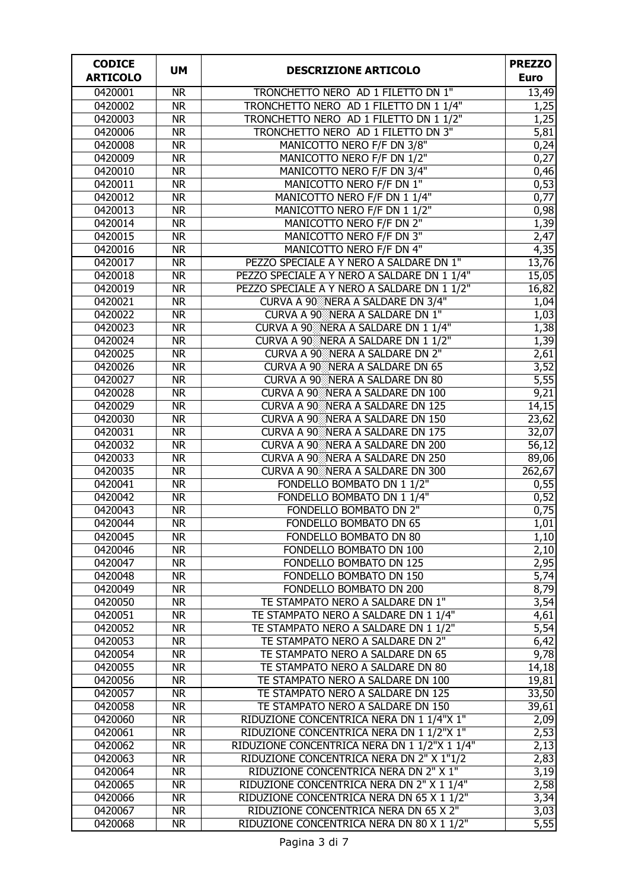| CODICE ARTICOLO | UM | DESCRIZIONE ARTICOLO | PREZZO Euro |
|---|---|---|---|
| 0420001 | NR | TRONCHETTO NERO AD 1 FILETTO DN 1" | 13,49 |
| 0420002 | NR | TRONCHETTO NERO AD 1 FILETTO DN 1 1/4" | 1,25 |
| 0420003 | NR | TRONCHETTO NERO AD 1 FILETTO DN 1 1/2" | 1,25 |
| 0420006 | NR | TRONCHETTO NERO AD 1 FILETTO DN 3" | 5,81 |
| 0420008 | NR | MANICOTTO NERO F/F DN 3/8" | 0,24 |
| 0420009 | NR | MANICOTTO NERO F/F DN 1/2" | 0,27 |
| 0420010 | NR | MANICOTTO NERO F/F DN 3/4" | 0,46 |
| 0420011 | NR | MANICOTTO NERO F/F DN 1" | 0,53 |
| 0420012 | NR | MANICOTTO NERO F/F DN 1 1/4" | 0,77 |
| 0420013 | NR | MANICOTTO NERO F/F DN 1 1/2" | 0,98 |
| 0420014 | NR | MANICOTTO NERO F/F DN 2" | 1,39 |
| 0420015 | NR | MANICOTTO NERO F/F DN 3" | 2,47 |
| 0420016 | NR | MANICOTTO NERO F/F DN 4" | 4,35 |
| 0420017 | NR | PEZZO SPECIALE A Y NERO A SALDARE DN 1" | 13,76 |
| 0420018 | NR | PEZZO SPECIALE A Y NERO A SALDARE DN 1 1/4" | 15,05 |
| 0420019 | NR | PEZZO SPECIALE A Y NERO A SALDARE DN 1 1/2" | 16,82 |
| 0420021 | NR | CURVA A 90 NERA A SALDARE DN 3/4" | 1,04 |
| 0420022 | NR | CURVA A 90 NERA A SALDARE DN 1" | 1,03 |
| 0420023 | NR | CURVA A 90 NERA A SALDARE DN 1 1/4" | 1,38 |
| 0420024 | NR | CURVA A 90 NERA A SALDARE DN 1 1/2" | 1,39 |
| 0420025 | NR | CURVA A 90 NERA A SALDARE DN 2" | 2,61 |
| 0420026 | NR | CURVA A 90 NERA A SALDARE DN 65 | 3,52 |
| 0420027 | NR | CURVA A 90 NERA A SALDARE DN 80 | 5,55 |
| 0420028 | NR | CURVA A 90 NERA A SALDARE DN 100 | 9,21 |
| 0420029 | NR | CURVA A 90 NERA A SALDARE DN 125 | 14,15 |
| 0420030 | NR | CURVA A 90 NERA A SALDARE DN 150 | 23,62 |
| 0420031 | NR | CURVA A 90 NERA A SALDARE DN 175 | 32,07 |
| 0420032 | NR | CURVA A 90 NERA A SALDARE DN 200 | 56,12 |
| 0420033 | NR | CURVA A 90 NERA A SALDARE DN 250 | 89,06 |
| 0420035 | NR | CURVA A 90 NERA A SALDARE DN 300 | 262,67 |
| 0420041 | NR | FONDELLO BOMBATO DN 1 1/2" | 0,55 |
| 0420042 | NR | FONDELLO BOMBATO DN 1 1/4" | 0,52 |
| 0420043 | NR | FONDELLO BOMBATO DN 2" | 0,75 |
| 0420044 | NR | FONDELLO BOMBATO DN 65 | 1,01 |
| 0420045 | NR | FONDELLO BOMBATO DN 80 | 1,10 |
| 0420046 | NR | FONDELLO BOMBATO DN 100 | 2,10 |
| 0420047 | NR | FONDELLO BOMBATO DN 125 | 2,95 |
| 0420048 | NR | FONDELLO BOMBATO DN 150 | 5,74 |
| 0420049 | NR | FONDELLO BOMBATO DN 200 | 8,79 |
| 0420050 | NR | TE STAMPATO NERO A SALDARE DN 1" | 3,54 |
| 0420051 | NR | TE STAMPATO NERO A SALDARE DN 1 1/4" | 4,61 |
| 0420052 | NR | TE STAMPATO NERO A SALDARE DN 1 1/2" | 5,54 |
| 0420053 | NR | TE STAMPATO NERO A SALDARE DN 2" | 6,42 |
| 0420054 | NR | TE STAMPATO NERO A SALDARE DN 65 | 9,78 |
| 0420055 | NR | TE STAMPATO NERO A SALDARE DN 80 | 14,18 |
| 0420056 | NR | TE STAMPATO NERO A SALDARE DN 100 | 19,81 |
| 0420057 | NR | TE STAMPATO NERO A SALDARE DN 125 | 33,50 |
| 0420058 | NR | TE STAMPATO NERO A SALDARE DN 150 | 39,61 |
| 0420060 | NR | RIDUZIONE CONCENTRICA NERA DN 1 1/4"X 1" | 2,09 |
| 0420061 | NR | RIDUZIONE CONCENTRICA NERA DN 1 1/2"X 1" | 2,53 |
| 0420062 | NR | RIDUZIONE CONCENTRICA NERA DN 1 1/2"X 1 1/4" | 2,13 |
| 0420063 | NR | RIDUZIONE CONCENTRICA NERA DN 2" X 1"1/2 | 2,83 |
| 0420064 | NR | RIDUZIONE CONCENTRICA NERA DN 2" X 1" | 3,19 |
| 0420065 | NR | RIDUZIONE CONCENTRICA NERA DN 2" X 1 1/4" | 2,58 |
| 0420066 | NR | RIDUZIONE CONCENTRICA NERA DN 65 X 1 1/2" | 3,34 |
| 0420067 | NR | RIDUZIONE CONCENTRICA NERA DN 65 X 2" | 3,03 |
| 0420068 | NR | RIDUZIONE CONCENTRICA NERA DN 80 X 1 1/2" | 5,55 |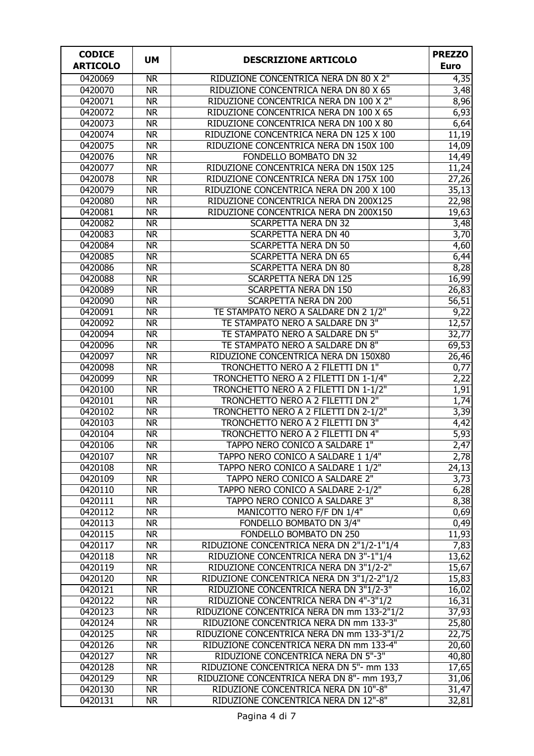| CODICE ARTICOLO | UM | DESCRIZIONE ARTICOLO | PREZZO Euro |
|---|---|---|---|
| 0420069 | NR | RIDUZIONE CONCENTRICA NERA DN 80 X 2" | 4,35 |
| 0420070 | NR | RIDUZIONE CONCENTRICA NERA DN 80 X 65 | 3,48 |
| 0420071 | NR | RIDUZIONE CONCENTRICA NERA DN 100 X 2" | 8,96 |
| 0420072 | NR | RIDUZIONE CONCENTRICA NERA DN 100 X 65 | 6,93 |
| 0420073 | NR | RIDUZIONE CONCENTRICA NERA DN 100 X 80 | 6,64 |
| 0420074 | NR | RIDUZIONE CONCENTRICA NERA DN 125 X 100 | 11,19 |
| 0420075 | NR | RIDUZIONE CONCENTRICA NERA DN 150X 100 | 14,09 |
| 0420076 | NR | FONDELLO BOMBATO DN 32 | 14,49 |
| 0420077 | NR | RIDUZIONE CONCENTRICA NERA DN 150X 125 | 11,24 |
| 0420078 | NR | RIDUZIONE CONCENTRICA NERA DN 175X 100 | 27,26 |
| 0420079 | NR | RIDUZIONE CONCENTRICA NERA DN 200 X 100 | 35,13 |
| 0420080 | NR | RIDUZIONE CONCENTRICA NERA DN 200X125 | 22,98 |
| 0420081 | NR | RIDUZIONE CONCENTRICA NERA DN 200X150 | 19,63 |
| 0420082 | NR | SCARPETTA NERA DN 32 | 3,48 |
| 0420083 | NR | SCARPETTA NERA DN 40 | 3,70 |
| 0420084 | NR | SCARPETTA NERA DN 50 | 4,60 |
| 0420085 | NR | SCARPETTA NERA DN 65 | 6,44 |
| 0420086 | NR | SCARPETTA NERA DN 80 | 8,28 |
| 0420088 | NR | SCARPETTA NERA DN 125 | 16,99 |
| 0420089 | NR | SCARPETTA NERA DN 150 | 26,83 |
| 0420090 | NR | SCARPETTA NERA DN 200 | 56,51 |
| 0420091 | NR | TE STAMPATO NERO A SALDARE DN 2 1/2" | 9,22 |
| 0420092 | NR | TE STAMPATO NERO A SALDARE DN 3" | 12,57 |
| 0420094 | NR | TE STAMPATO NERO A SALDARE DN 5" | 32,77 |
| 0420096 | NR | TE STAMPATO NERO A SALDARE DN 8" | 69,53 |
| 0420097 | NR | RIDUZIONE CONCENTRICA NERA DN 150X80 | 26,46 |
| 0420098 | NR | TRONCHETTO NERO A 2 FILETTI DN 1" | 0,77 |
| 0420099 | NR | TRONCHETTO NERO A 2 FILETTI DN 1-1/4" | 2,22 |
| 0420100 | NR | TRONCHETTO NERO A 2 FILETTI DN 1-1/2" | 1,91 |
| 0420101 | NR | TRONCHETTO NERO A 2 FILETTI DN 2" | 1,74 |
| 0420102 | NR | TRONCHETTO NERO A 2 FILETTI DN 2-1/2" | 3,39 |
| 0420103 | NR | TRONCHETTO NERO A 2 FILETTI DN 3" | 4,42 |
| 0420104 | NR | TRONCHETTO NERO A 2 FILETTI DN 4" | 5,93 |
| 0420106 | NR | TAPPO NERO CONICO A SALDARE 1" | 2,47 |
| 0420107 | NR | TAPPO NERO CONICO A SALDARE 1 1/4" | 2,78 |
| 0420108 | NR | TAPPO NERO CONICO A SALDARE 1 1/2" | 24,13 |
| 0420109 | NR | TAPPO NERO CONICO A SALDARE 2" | 3,73 |
| 0420110 | NR | TAPPO NERO CONICO A SALDARE 2-1/2" | 6,28 |
| 0420111 | NR | TAPPO NERO CONICO A SALDARE 3" | 8,38 |
| 0420112 | NR | MANICOTTO NERO F/F DN 1/4" | 0,69 |
| 0420113 | NR | FONDELLO BOMBATO DN 3/4" | 0,49 |
| 0420115 | NR | FONDELLO BOMBATO DN 250 | 11,93 |
| 0420117 | NR | RIDUZIONE CONCENTRICA NERA DN 2"1/2-1"1/4 | 7,83 |
| 0420118 | NR | RIDUZIONE CONCENTRICA NERA DN 3"-1"1/4 | 13,62 |
| 0420119 | NR | RIDUZIONE CONCENTRICA NERA DN 3"1/2-2" | 15,67 |
| 0420120 | NR | RIDUZIONE CONCENTRICA NERA DN 3"1/2-2"1/2 | 15,83 |
| 0420121 | NR | RIDUZIONE CONCENTRICA NERA DN 3"1/2-3" | 16,02 |
| 0420122 | NR | RIDUZIONE CONCENTRICA NERA DN 4"-3"1/2 | 16,31 |
| 0420123 | NR | RIDUZIONE CONCENTRICA NERA DN mm 133-2"1/2 | 37,93 |
| 0420124 | NR | RIDUZIONE CONCENTRICA NERA DN mm 133-3" | 25,80 |
| 0420125 | NR | RIDUZIONE CONCENTRICA NERA DN mm 133-3"1/2 | 22,75 |
| 0420126 | NR | RIDUZIONE CONCENTRICA NERA DN mm 133-4" | 20,60 |
| 0420127 | NR | RIDUZIONE CONCENTRICA NERA DN 5"-3" | 40,80 |
| 0420128 | NR | RIDUZIONE CONCENTRICA NERA DN 5"- mm 133 | 17,65 |
| 0420129 | NR | RIDUZIONE CONCENTRICA NERA DN 8"- mm 193,7 | 31,06 |
| 0420130 | NR | RIDUZIONE CONCENTRICA NERA DN 10"-8" | 31,47 |
| 0420131 | NR | RIDUZIONE CONCENTRICA NERA DN 12"-8" | 32,81 |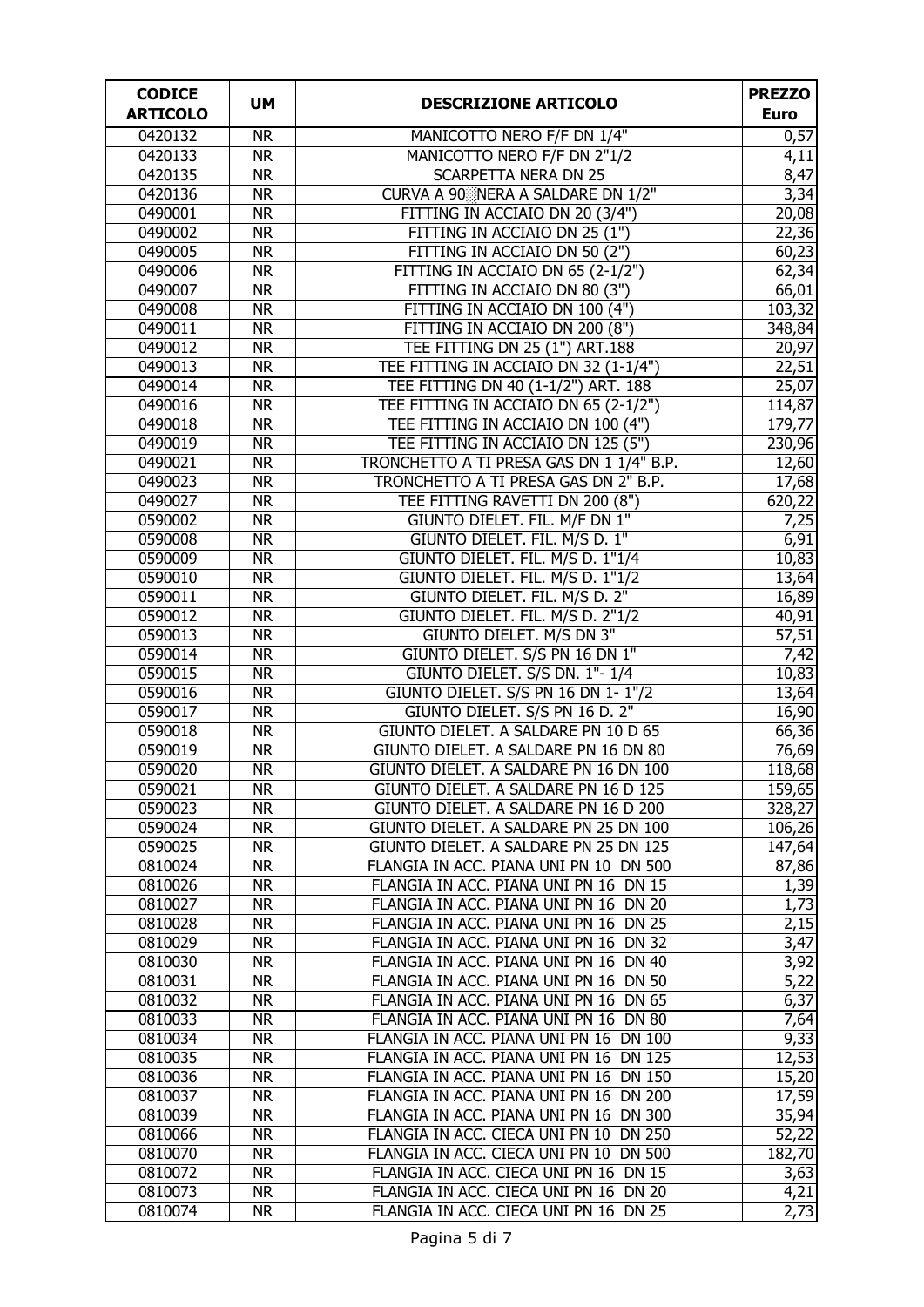| CODICE ARTICOLO | UM | DESCRIZIONE ARTICOLO | PREZZO Euro |
|---|---|---|---|
| 0420132 | NR | MANICOTTO NERO F/F DN 1/4" | 0,57 |
| 0420133 | NR | MANICOTTO NERO F/F DN 2"1/2 | 4,11 |
| 0420135 | NR | SCARPETTA NERA DN 25 | 8,47 |
| 0420136 | NR | CURVA A 90 NERA A SALDARE DN 1/2" | 3,34 |
| 0490001 | NR | FITTING IN ACCIAIO DN 20 (3/4") | 20,08 |
| 0490002 | NR | FITTING IN ACCIAIO DN 25 (1") | 22,36 |
| 0490005 | NR | FITTING IN ACCIAIO DN 50 (2") | 60,23 |
| 0490006 | NR | FITTING IN ACCIAIO DN 65 (2-1/2") | 62,34 |
| 0490007 | NR | FITTING IN ACCIAIO DN 80 (3") | 66,01 |
| 0490008 | NR | FITTING IN ACCIAIO DN 100 (4") | 103,32 |
| 0490011 | NR | FITTING IN ACCIAIO DN 200 (8") | 348,84 |
| 0490012 | NR | TEE FITTING DN 25 (1") ART.188 | 20,97 |
| 0490013 | NR | TEE FITTING IN ACCIAIO DN 32 (1-1/4") | 22,51 |
| 0490014 | NR | TEE FITTING DN 40 (1-1/2") ART. 188 | 25,07 |
| 0490016 | NR | TEE FITTING IN ACCIAIO DN 65 (2-1/2") | 114,87 |
| 0490018 | NR | TEE FITTING IN ACCIAIO DN 100 (4") | 179,77 |
| 0490019 | NR | TEE FITTING IN ACCIAIO DN 125 (5") | 230,96 |
| 0490021 | NR | TRONCHETTO A TI PRESA GAS DN 1 1/4" B.P. | 12,60 |
| 0490023 | NR | TRONCHETTO A TI PRESA GAS DN 2" B.P. | 17,68 |
| 0490027 | NR | TEE FITTING RAVETTI DN 200 (8") | 620,22 |
| 0590002 | NR | GIUNTO DIELET. FIL. M/F DN 1" | 7,25 |
| 0590008 | NR | GIUNTO DIELET. FIL. M/S D. 1" | 6,91 |
| 0590009 | NR | GIUNTO DIELET. FIL. M/S D. 1"1/4 | 10,83 |
| 0590010 | NR | GIUNTO DIELET. FIL. M/S D. 1"1/2 | 13,64 |
| 0590011 | NR | GIUNTO DIELET. FIL. M/S D. 2" | 16,89 |
| 0590012 | NR | GIUNTO DIELET. FIL. M/S D. 2"1/2 | 40,91 |
| 0590013 | NR | GIUNTO DIELET. M/S DN 3" | 57,51 |
| 0590014 | NR | GIUNTO DIELET. S/S PN 16 DN 1" | 7,42 |
| 0590015 | NR | GIUNTO DIELET. S/S DN. 1"- 1/4 | 10,83 |
| 0590016 | NR | GIUNTO DIELET. S/S PN 16 DN 1- 1"/2 | 13,64 |
| 0590017 | NR | GIUNTO DIELET. S/S PN 16 D. 2" | 16,90 |
| 0590018 | NR | GIUNTO DIELET. A SALDARE PN 10 D 65 | 66,36 |
| 0590019 | NR | GIUNTO DIELET. A SALDARE PN 16 DN 80 | 76,69 |
| 0590020 | NR | GIUNTO DIELET. A SALDARE PN 16 DN 100 | 118,68 |
| 0590021 | NR | GIUNTO DIELET. A SALDARE PN 16 D 125 | 159,65 |
| 0590023 | NR | GIUNTO DIELET. A SALDARE PN 16 D 200 | 328,27 |
| 0590024 | NR | GIUNTO DIELET. A SALDARE PN 25 DN 100 | 106,26 |
| 0590025 | NR | GIUNTO DIELET. A SALDARE PN 25 DN 125 | 147,64 |
| 0810024 | NR | FLANGIA IN ACC. PIANA UNI PN 10 DN 500 | 87,86 |
| 0810026 | NR | FLANGIA IN ACC. PIANA UNI PN 16 DN 15 | 1,39 |
| 0810027 | NR | FLANGIA IN ACC. PIANA UNI PN 16 DN 20 | 1,73 |
| 0810028 | NR | FLANGIA IN ACC. PIANA UNI PN 16 DN 25 | 2,15 |
| 0810029 | NR | FLANGIA IN ACC. PIANA UNI PN 16 DN 32 | 3,47 |
| 0810030 | NR | FLANGIA IN ACC. PIANA UNI PN 16 DN 40 | 3,92 |
| 0810031 | NR | FLANGIA IN ACC. PIANA UNI PN 16 DN 50 | 5,22 |
| 0810032 | NR | FLANGIA IN ACC. PIANA UNI PN 16 DN 65 | 6,37 |
| 0810033 | NR | FLANGIA IN ACC. PIANA UNI PN 16 DN 80 | 7,64 |
| 0810034 | NR | FLANGIA IN ACC. PIANA UNI PN 16 DN 100 | 9,33 |
| 0810035 | NR | FLANGIA IN ACC. PIANA UNI PN 16 DN 125 | 12,53 |
| 0810036 | NR | FLANGIA IN ACC. PIANA UNI PN 16 DN 150 | 15,20 |
| 0810037 | NR | FLANGIA IN ACC. PIANA UNI PN 16 DN 200 | 17,59 |
| 0810039 | NR | FLANGIA IN ACC. PIANA UNI PN 16 DN 300 | 35,94 |
| 0810066 | NR | FLANGIA IN ACC. CIECA UNI PN 10 DN 250 | 52,22 |
| 0810070 | NR | FLANGIA IN ACC. CIECA UNI PN 10 DN 500 | 182,70 |
| 0810072 | NR | FLANGIA IN ACC. CIECA UNI PN 16 DN 15 | 3,63 |
| 0810073 | NR | FLANGIA IN ACC. CIECA UNI PN 16 DN 20 | 4,21 |
| 0810074 | NR | FLANGIA IN ACC. CIECA UNI PN 16 DN 25 | 2,73 |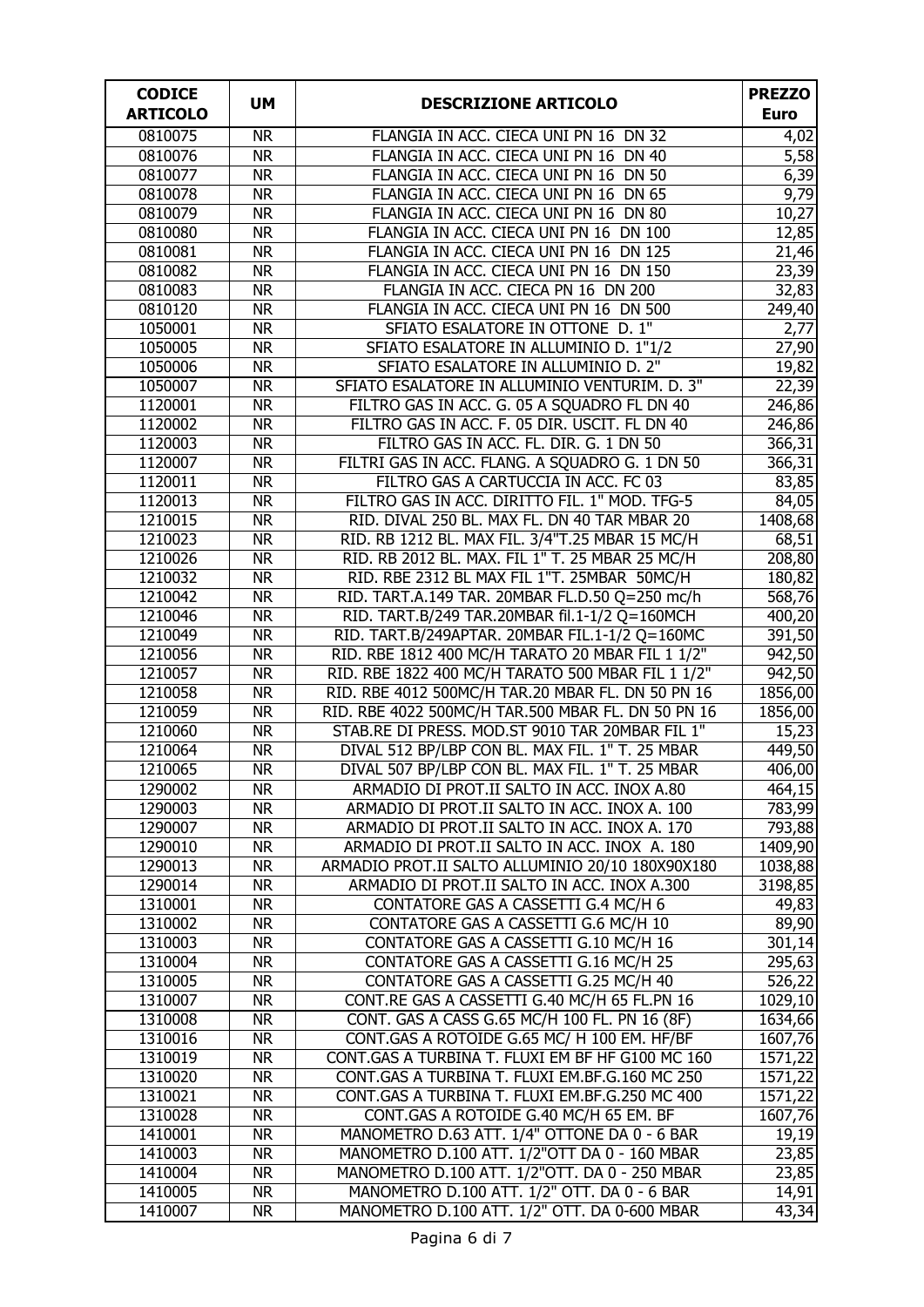| CODICE ARTICOLO | UM | DESCRIZIONE ARTICOLO | PREZZO Euro |
|---|---|---|---|
| 0810075 | NR | FLANGIA IN ACC. CIECA UNI PN 16  DN 32 | 4,02 |
| 0810076 | NR | FLANGIA IN ACC. CIECA UNI PN 16  DN 40 | 5,58 |
| 0810077 | NR | FLANGIA IN ACC. CIECA UNI PN 16  DN 50 | 6,39 |
| 0810078 | NR | FLANGIA IN ACC. CIECA UNI PN 16  DN 65 | 9,79 |
| 0810079 | NR | FLANGIA IN ACC. CIECA UNI PN 16  DN 80 | 10,27 |
| 0810080 | NR | FLANGIA IN ACC. CIECA UNI PN 16  DN 100 | 12,85 |
| 0810081 | NR | FLANGIA IN ACC. CIECA UNI PN 16  DN 125 | 21,46 |
| 0810082 | NR | FLANGIA IN ACC. CIECA UNI PN 16  DN 150 | 23,39 |
| 0810083 | NR | FLANGIA IN ACC. CIECA PN 16  DN 200 | 32,83 |
| 0810120 | NR | FLANGIA IN ACC. CIECA UNI PN 16  DN 500 | 249,40 |
| 1050001 | NR | SFIATO ESALATORE IN OTTONE  D. 1" | 2,77 |
| 1050005 | NR | SFIATO ESALATORE IN ALLUMINIO D. 1"1/2 | 27,90 |
| 1050006 | NR | SFIATO ESALATORE IN ALLUMINIO D. 2" | 19,82 |
| 1050007 | NR | SFIATO ESALATORE IN ALLUMINIO VENTURIM. D. 3" | 22,39 |
| 1120001 | NR | FILTRO GAS IN ACC. G. 05 A SQUADRO FL DN 40 | 246,86 |
| 1120002 | NR | FILTRO GAS IN ACC. F. 05 DIR. USCIT. FL DN 40 | 246,86 |
| 1120003 | NR | FILTRO GAS IN ACC. FL. DIR. G. 1 DN 50 | 366,31 |
| 1120007 | NR | FILTRI GAS IN ACC. FLANG. A SQUADRO G. 1 DN 50 | 366,31 |
| 1120011 | NR | FILTRO GAS A CARTUCCIA IN ACC. FC 03 | 83,85 |
| 1120013 | NR | FILTRO GAS IN ACC. DIRITTO FIL. 1" MOD. TFG-5 | 84,05 |
| 1210015 | NR | RID. DIVAL 250 BL. MAX FL. DN 40 TAR MBAR 20 | 1408,68 |
| 1210023 | NR | RID. RB 1212 BL. MAX FIL. 3/4"T.25 MBAR 15 MC/H | 68,51 |
| 1210026 | NR | RID. RB 2012 BL. MAX. FIL 1" T. 25 MBAR 25 MC/H | 208,80 |
| 1210032 | NR | RID. RBE 2312 BL MAX FIL 1"T. 25MBAR  50MC/H | 180,82 |
| 1210042 | NR | RID. TART.A.149 TAR. 20MBAR FL.D.50 Q=250 mc/h | 568,76 |
| 1210046 | NR | RID. TART.B/249 TAR.20MBAR fil.1-1/2 Q=160MCH | 400,20 |
| 1210049 | NR | RID. TART.B/249APTAR. 20MBAR FIL.1-1/2 Q=160MC | 391,50 |
| 1210056 | NR | RID. RBE 1812 400 MC/H TARATO 20 MBAR FIL 1 1/2" | 942,50 |
| 1210057 | NR | RID. RBE 1822 400 MC/H TARATO 500 MBAR FIL 1 1/2" | 942,50 |
| 1210058 | NR | RID. RBE 4012 500MC/H TAR.20 MBAR FL. DN 50 PN 16 | 1856,00 |
| 1210059 | NR | RID. RBE 4022 500MC/H TAR.500 MBAR FL. DN 50 PN 16 | 1856,00 |
| 1210060 | NR | STAB.RE DI PRESS. MOD.ST 9010 TAR 20MBAR FIL 1" | 15,23 |
| 1210064 | NR | DIVAL 512 BP/LBP CON BL. MAX FIL. 1" T. 25 MBAR | 449,50 |
| 1210065 | NR | DIVAL 507 BP/LBP CON BL. MAX FIL. 1" T. 25 MBAR | 406,00 |
| 1290002 | NR | ARMADIO DI PROT.II SALTO IN ACC. INOX A.80 | 464,15 |
| 1290003 | NR | ARMADIO DI PROT.II SALTO IN ACC. INOX A. 100 | 783,99 |
| 1290007 | NR | ARMADIO DI PROT.II SALTO IN ACC. INOX A. 170 | 793,88 |
| 1290010 | NR | ARMADIO DI PROT.II SALTO IN ACC. INOX  A. 180 | 1409,90 |
| 1290013 | NR | ARMADIO PROT.II SALTO ALLUMINIO 20/10 180X90X180 | 1038,88 |
| 1290014 | NR | ARMADIO DI PROT.II SALTO IN ACC. INOX A.300 | 3198,85 |
| 1310001 | NR | CONTATORE GAS A CASSETTI G.4 MC/H 6 | 49,83 |
| 1310002 | NR | CONTATORE GAS A CASSETTI G.6 MC/H 10 | 89,90 |
| 1310003 | NR | CONTATORE GAS A CASSETTI G.10 MC/H 16 | 301,14 |
| 1310004 | NR | CONTATORE GAS A CASSETTI G.16 MC/H 25 | 295,63 |
| 1310005 | NR | CONTATORE GAS A CASSETTI G.25 MC/H 40 | 526,22 |
| 1310007 | NR | CONT.RE GAS A CASSETTI G.40 MC/H 65 FL.PN 16 | 1029,10 |
| 1310008 | NR | CONT. GAS A CASS G.65 MC/H 100 FL. PN 16 (8F) | 1634,66 |
| 1310016 | NR | CONT.GAS A ROTOIDE G.65 MC/ H 100 EM. HF/BF | 1607,76 |
| 1310019 | NR | CONT.GAS A TURBINA T. FLUXI EM BF HF G100 MC 160 | 1571,22 |
| 1310020 | NR | CONT.GAS A TURBINA T. FLUXI EM.BF.G.160 MC 250 | 1571,22 |
| 1310021 | NR | CONT.GAS A TURBINA T. FLUXI EM.BF.G.250 MC 400 | 1571,22 |
| 1310028 | NR | CONT.GAS A ROTOIDE G.40 MC/H 65 EM. BF | 1607,76 |
| 1410001 | NR | MANOMETRO D.63 ATT. 1/4" OTTONE DA 0 - 6 BAR | 19,19 |
| 1410003 | NR | MANOMETRO D.100 ATT. 1/2"OTT DA 0 - 160 MBAR | 23,85 |
| 1410004 | NR | MANOMETRO D.100 ATT. 1/2"OTT. DA 0 - 250 MBAR | 23,85 |
| 1410005 | NR | MANOMETRO D.100 ATT. 1/2" OTT. DA 0 - 6 BAR | 14,91 |
| 1410007 | NR | MANOMETRO D.100 ATT. 1/2" OTT. DA 0-600 MBAR | 43,34 |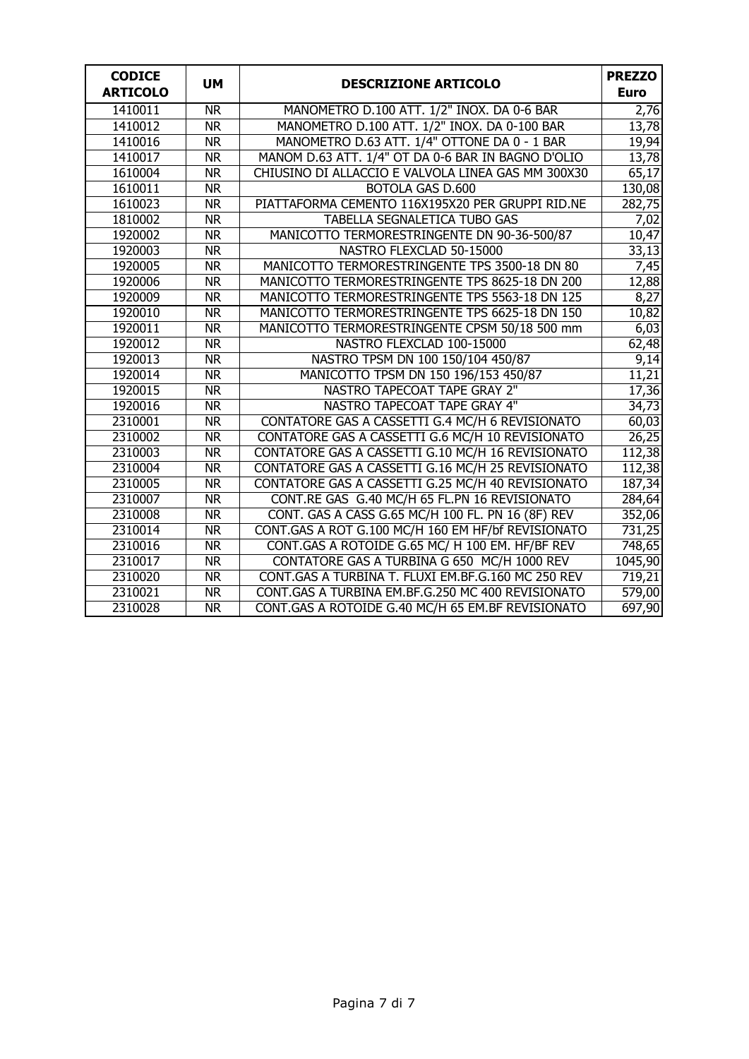| CODICE ARTICOLO | UM | DESCRIZIONE ARTICOLO | PREZZO Euro |
|---|---|---|---|
| 1410011 | NR | MANOMETRO D.100 ATT. 1/2" INOX. DA 0-6 BAR | 2,76 |
| 1410012 | NR | MANOMETRO D.100 ATT. 1/2" INOX. DA 0-100 BAR | 13,78 |
| 1410016 | NR | MANOMETRO D.63 ATT. 1/4" OTTONE DA 0 - 1 BAR | 19,94 |
| 1410017 | NR | MANOM D.63 ATT. 1/4" OT DA 0-6 BAR IN BAGNO D'OLIO | 13,78 |
| 1610004 | NR | CHIUSINO DI ALLACCIO E VALVOLA LINEA GAS MM 300X30 | 65,17 |
| 1610011 | NR | BOTOLA GAS D.600 | 130,08 |
| 1610023 | NR | PIATTAFORMA CEMENTO 116X195X20 PER GRUPPI RID.NE | 282,75 |
| 1810002 | NR | TABELLA SEGNALETICA TUBO GAS | 7,02 |
| 1920002 | NR | MANICOTTO TERMORESTRINGENTE DN 90-36-500/87 | 10,47 |
| 1920003 | NR | NASTRO FLEXCLAD 50-15000 | 33,13 |
| 1920005 | NR | MANICOTTO TERMORESTRINGENTE TPS 3500-18 DN 80 | 7,45 |
| 1920006 | NR | MANICOTTO TERMORESTRINGENTE TPS 8625-18 DN 200 | 12,88 |
| 1920009 | NR | MANICOTTO TERMORESTRINGENTE TPS 5563-18 DN 125 | 8,27 |
| 1920010 | NR | MANICOTTO TERMORESTRINGENTE TPS 6625-18 DN 150 | 10,82 |
| 1920011 | NR | MANICOTTO TERMORESTRINGENTE CPSM 50/18 500 mm | 6,03 |
| 1920012 | NR | NASTRO FLEXCLAD 100-15000 | 62,48 |
| 1920013 | NR | NASTRO TPSM DN 100 150/104 450/87 | 9,14 |
| 1920014 | NR | MANICOTTO TPSM DN 150 196/153 450/87 | 11,21 |
| 1920015 | NR | NASTRO TAPECOAT TAPE GRAY 2" | 17,36 |
| 1920016 | NR | NASTRO TAPECOAT TAPE GRAY 4" | 34,73 |
| 2310001 | NR | CONTATORE GAS A CASSETTI G.4 MC/H 6 REVISIONATO | 60,03 |
| 2310002 | NR | CONTATORE GAS A CASSETTI G.6 MC/H 10 REVISIONATO | 26,25 |
| 2310003 | NR | CONTATORE GAS A CASSETTI G.10 MC/H 16 REVISIONATO | 112,38 |
| 2310004 | NR | CONTATORE GAS A CASSETTI G.16 MC/H 25 REVISIONATO | 112,38 |
| 2310005 | NR | CONTATORE GAS A CASSETTI G.25 MC/H 40 REVISIONATO | 187,34 |
| 2310007 | NR | CONT.RE GAS G.40 MC/H 65 FL.PN 16 REVISIONATO | 284,64 |
| 2310008 | NR | CONT. GAS A CASS G.65 MC/H 100 FL. PN 16 (8F) REV | 352,06 |
| 2310014 | NR | CONT.GAS A ROT G.100 MC/H 160 EM HF/bf REVISIONATO | 731,25 |
| 2310016 | NR | CONT.GAS A ROTOIDE G.65 MC/ H 100 EM. HF/BF REV | 748,65 |
| 2310017 | NR | CONTATORE GAS A TURBINA G 650 MC/H 1000 REV | 1045,90 |
| 2310020 | NR | CONT.GAS A TURBINA T. FLUXI EM.BF.G.160 MC 250 REV | 719,21 |
| 2310021 | NR | CONT.GAS A TURBINA EM.BF.G.250 MC 400 REVISIONATO | 579,00 |
| 2310028 | NR | CONT.GAS A ROTOIDE G.40 MC/H 65 EM.BF REVISIONATO | 697,90 |